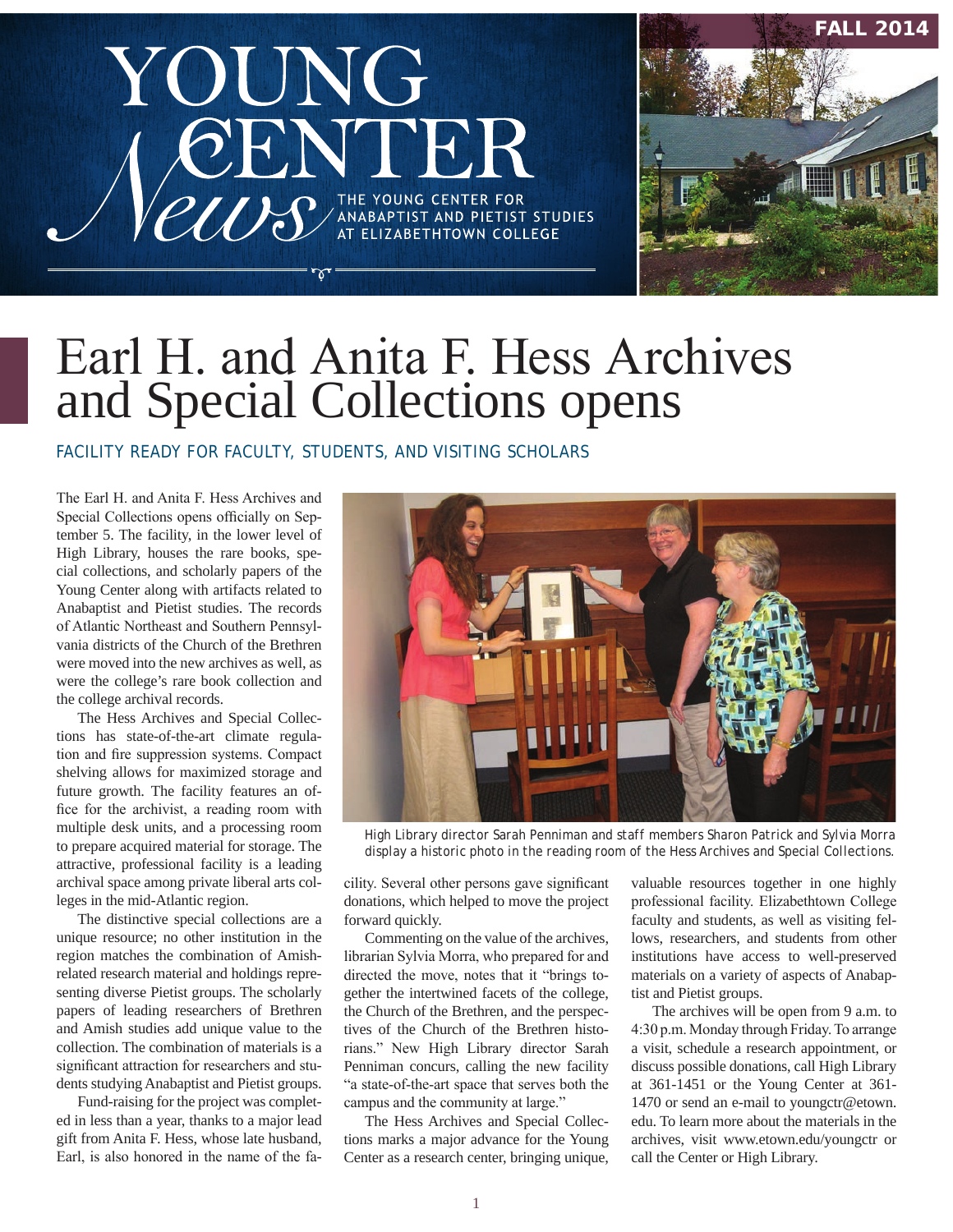# YOUNG CENTER News

THE YOUNG CENTER FOR ANABAPTIST AND PIETIST STUDIES AT ELIZABETHTOWN COLLEGE

FALL 2014

# Earl H. and Anita F. Hess Archives and Special Collections opens

## FACILITY READY FOR FACULTY, STUDENTS, AND VISITING SCHOLARS

The Earl H. and Anita F. Hess Archives and Special Collections opens officially on September 5. The facility, in the lower level of High Library, houses the rare books, special collections, and scholarly papers of the Young Center along with artifacts related to Anabaptist and Pietist studies. The records of Atlantic Northeast and Southern Pennsylvania districts of the Church of the Brethren were moved into the new archives as well, as were the college's rare book collection and the college archival records.

The Hess Archives and Special Collections has state-of-the-art climate regulation and fire suppression systems. Compact shelving allows for maximized storage and future growth. The facility features an office for the archivist, a reading room with multiple desk units, and a processing room to prepare acquired material for storage. The attractive, professional facility is a leading archival space among private liberal arts colleges in the mid-Atlantic region.

The distinctive special collections are a unique resource; no other institution in the region matches the combination of Amish-related research material and holdings representing diverse Pietist groups. The scholarly papers of leading researchers of Brethren and Amish studies add unique value to the collection. The combination of materials is a significant attraction for researchers and students studying Anabaptist and Pietist groups.

Fund-raising for the project was completed in less than a year, thanks to a major lead gift from Anita F. Hess, whose late husband, Earl, is also honored in the name of the facility. Several other persons gave significant donations, which helped to move the project forward quickly.

High Library director Sarah Penniman and staff members Sharon Patrick and Sylvia Morra display a historic photo in the reading room of the Hess Archives and Special Collections.

Commenting on the value of the archives, librarian Sylvia Morra, who prepared for and directed the move, notes that it "brings together the intertwined facets of the college, the Church of the Brethren, and the perspectives of the Church of the Brethren historians." New High Library director Sarah Penniman concurs, calling the new facility "a state-of-the-art space that serves both the campus and the community at large."

The Hess Archives and Special Collections marks a major advance for the Young Center as a research center, bringing unique, valuable resources together in one highly professional facility. Elizabethtown College faculty and students, as well as visiting fellows, researchers, and students from other institutions have access to well-preserved materials on a variety of aspects of Anabaptist and Pietist groups.

The archives will be open from 9 a.m. to 4:30 p.m. Monday through Friday. To arrange a visit, schedule a research appointment, or discuss possible donations, call High Library at 361-1451 or the Young Center at 361-1470 or send an e-mail to youngctr@etown.edu. To learn more about the materials in the archives, visit www.etown.edu/youngctr or call the Center or High Library.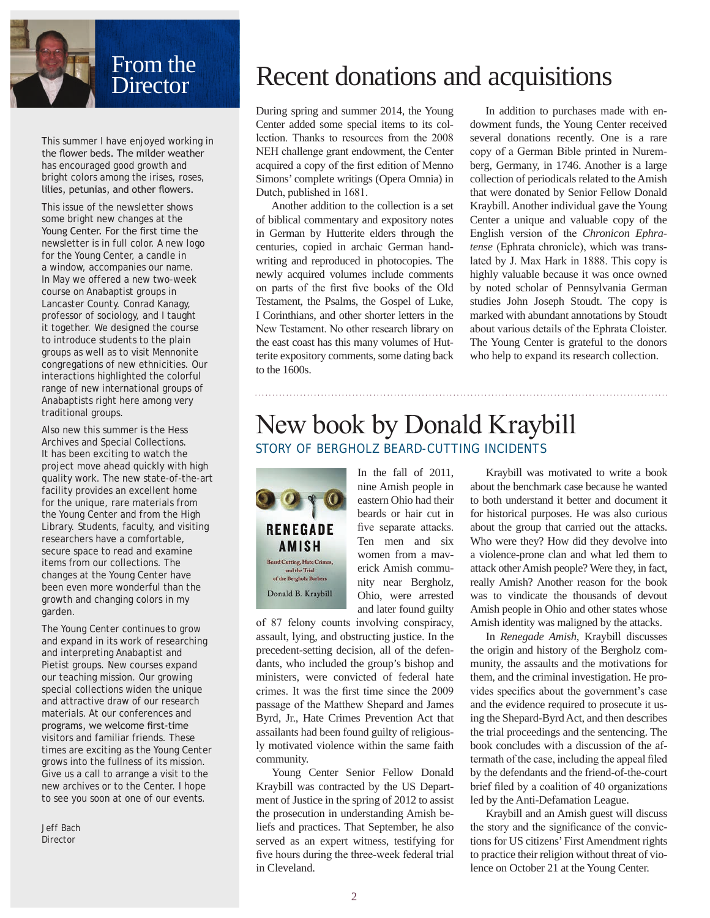## From the Director

This summer I have enjoyed working in the flower beds. The milder weather has encouraged good growth and bright colors among the irises, roses, lilies, petunias, and other flowers.

This issue of the newsletter shows some bright new changes at the Young Center. For the first time the newsletter is in full color. A new logo for the Young Center, a candle in a window, accompanies our name. In May we offered a new two-week course on Anabaptist groups in Lancaster County. Conrad Kanagy, professor of sociology, and I taught it together. We designed the course to introduce students to the plain groups as well as to visit Mennonite congregations of new ethnicities. Our interactions highlighted the colorful range of new international groups of Anabaptists right here among very traditional groups.

Also new this summer is the Hess Archives and Special Collections. It has been exciting to watch the project move ahead quickly with high quality work. The new state-of-the-art facility provides an excellent home for the unique, rare materials from the Young Center and from the High Library. Students, faculty, and visiting researchers have a comfortable, secure space to read and examine items from our collections. The changes at the Young Center have been even more wonderful than the growth and changing colors in my garden.

The Young Center continues to grow and expand in its work of researching and interpreting Anabaptist and Pietist groups. New courses expand our teaching mission. Our growing special collections widen the unique and attractive draw of our research materials. At our conferences and programs, we welcome first-time visitors and familiar friends. These times are exciting as the Young Center grows into the fullness of its mission. Give us a call to arrange a visit to the new archives or to the Center. I hope to see you soon at one of our events.

Jeff Bach
Director

# Recent donations and acquisitions

During spring and summer 2014, the Young Center added some special items to its collection. Thanks to resources from the 2008 NEH challenge grant endowment, the Center acquired a copy of the first edition of Menno Simons' complete writings (Opera Omnia) in Dutch, published in 1681.

Another addition to the collection is a set of biblical commentary and expository notes in German by Hutterite elders through the centuries, copied in archaic German handwriting and reproduced in photocopies. The newly acquired volumes include comments on parts of the first five books of the Old Testament, the Psalms, the Gospel of Luke, I Corinthians, and other shorter letters in the New Testament. No other research library on the east coast has this many volumes of Hutterite expository comments, some dating back to the 1600s.

In addition to purchases made with endowment funds, the Young Center received several donations recently. One is a rare copy of a German Bible printed in Nuremberg, Germany, in 1746. Another is a large collection of periodicals related to the Amish that were donated by Senior Fellow Donald Kraybill. Another individual gave the Young Center a unique and valuable copy of the English version of the *Chronicon Ephratense* (Ephrata chronicle), which was translated by J. Max Hark in 1888. This copy is highly valuable because it was once owned by noted scholar of Pennsylvania German studies John Joseph Stoudt. The copy is marked with abundant annotations by Stoudt about various details of the Ephrata Cloister. The Young Center is grateful to the donors who help to expand its research collection.

# New book by Donald Kraybill

## STORY OF BERGHOLZ BEARD-CUTTING INCIDENTS

RENEGADE AMISH
Beard Cutting, Hate Crimes, and the Trial of the Bergholz Barbers
Donald B. Kraybill

In the fall of 2011, nine Amish people in eastern Ohio had their beards or hair cut in five separate attacks. Ten men and six women from a maverick Amish community near Bergholz, Ohio, were arrested and later found guilty of 87 felony counts involving conspiracy, assault, lying, and obstructing justice. In the precedent-setting decision, all of the defendants, who included the group's bishop and ministers, were convicted of federal hate crimes. It was the first time since the 2009 passage of the Matthew Shepard and James Byrd, Jr., Hate Crimes Prevention Act that assailants had been found guilty of religiously motivated violence within the same faith community.

Young Center Senior Fellow Donald Kraybill was contracted by the US Department of Justice in the spring of 2012 to assist the prosecution in understanding Amish beliefs and practices. That September, he also served as an expert witness, testifying for five hours during the three-week federal trial in Cleveland.

Kraybill was motivated to write a book about the benchmark case because he wanted to both understand it better and document it for historical purposes. He was also curious about the group that carried out the attacks. Who were they? How did they devolve into a violence-prone clan and what led them to attack other Amish people? Were they, in fact, really Amish? Another reason for the book was to vindicate the thousands of devout Amish people in Ohio and other states whose Amish identity was maligned by the attacks.

In *Renegade Amish*, Kraybill discusses the origin and history of the Bergholz community, the assaults and the motivations for them, and the criminal investigation. He provides specifics about the government's case and the evidence required to prosecute it using the Shepard-Byrd Act, and then describes the trial proceedings and the sentencing. The book concludes with a discussion of the aftermath of the case, including the appeal filed by the defendants and the friend-of-the-court brief filed by a coalition of 40 organizations led by the Anti-Defamation League.

Kraybill and an Amish guest will discuss the story and the significance of the convictions for US citizens' First Amendment rights to practice their religion without threat of violence on October 21 at the Young Center.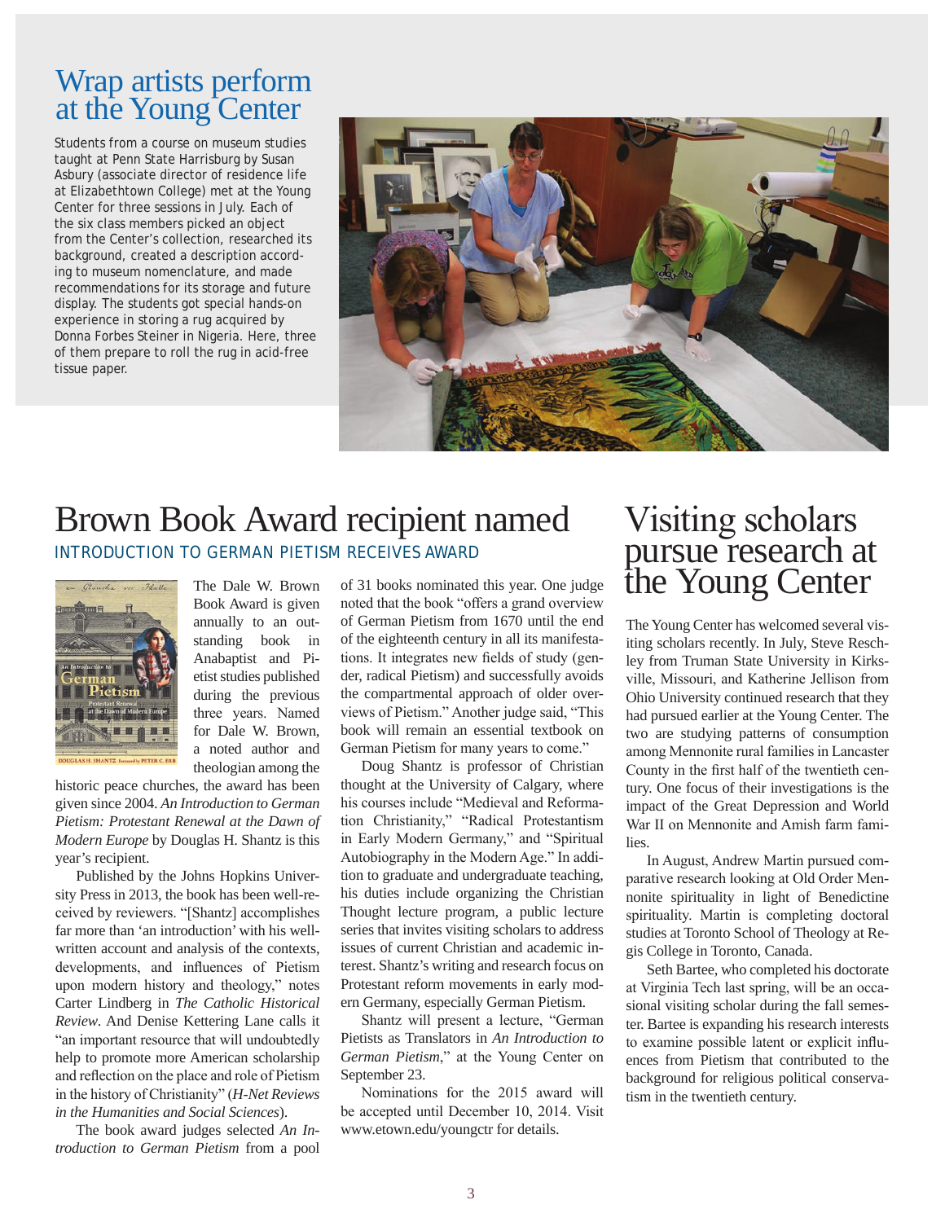# Wrap artists perform at the Young Center

Students from a course on museum studies taught at Penn State Harrisburg by Susan Asbury (associate director of residence life at Elizabethtown College) met at the Young Center for three sessions in July. Each of the six class members picked an object from the Center's collection, researched its background, created a description according to museum nomenclature, and made recommendations for its storage and future display. The students got special hands-on experience in storing a rug acquired by Donna Forbes Steiner in Nigeria. Here, three of them prepare to roll the rug in acid-free tissue paper.

# Brown Book Award recipient named

## INTRODUCTION TO GERMAN PIETISM RECEIVES AWARD

The Dale W. Brown Book Award is given annually to an outstanding book in Anabaptist and Pietist studies published during the previous three years. Named for Dale W. Brown, a noted author and theologian among the historic peace churches, the award has been given since 2004. *An Introduction to German Pietism: Protestant Renewal at the Dawn of Modern Europe* by Douglas H. Shantz is this year's recipient.

Published by the Johns Hopkins University Press in 2013, the book has been well-received by reviewers. "[Shantz] accomplishes far more than 'an introduction' with his well-written account and analysis of the contexts, developments, and influences of Pietism upon modern history and theology," notes Carter Lindberg in *The Catholic Historical Review*. And Denise Kettering Lane calls it "an important resource that will undoubtedly help to promote more American scholarship and reflection on the place and role of Pietism in the history of Christianity" (*H-Net Reviews in the Humanities and Social Sciences*).

The book award judges selected *An Introduction to German Pietism* from a pool of 31 books nominated this year. One judge noted that the book "offers a grand overview of German Pietism from 1670 until the end of the eighteenth century in all its manifestations. It integrates new fields of study (gender, radical Pietism) and successfully avoids the compartmental approach of older overviews of Pietism." Another judge said, "This book will remain an essential textbook on German Pietism for many years to come."

Doug Shantz is professor of Christian thought at the University of Calgary, where his courses include "Medieval and Reformation Christianity," "Radical Protestantism in Early Modern Germany," and "Spiritual Autobiography in the Modern Age." In addition to graduate and undergraduate teaching, his duties include organizing the Christian Thought lecture program, a public lecture series that invites visiting scholars to address issues of current Christian and academic interest. Shantz's writing and research focus on Protestant reform movements in early modern Germany, especially German Pietism.

Shantz will present a lecture, "German Pietists as Translators in *An Introduction to German Pietism*," at the Young Center on September 23.

Nominations for the 2015 award will be accepted until December 10, 2014. Visit www.etown.edu/youngctr for details.

# Visiting scholars pursue research at the Young Center

The Young Center has welcomed several visiting scholars recently. In July, Steve Reschley from Truman State University in Kirksville, Missouri, and Katherine Jellison from Ohio University continued research that they had pursued earlier at the Young Center. The two are studying patterns of consumption among Mennonite rural families in Lancaster County in the first half of the twentieth century. One focus of their investigations is the impact of the Great Depression and World War II on Mennonite and Amish farm families.

In August, Andrew Martin pursued comparative research looking at Old Order Mennonite spirituality in light of Benedictine spirituality. Martin is completing doctoral studies at Toronto School of Theology at Regis College in Toronto, Canada.

Seth Bartee, who completed his doctorate at Virginia Tech last spring, will be an occasional visiting scholar during the fall semester. Bartee is expanding his research interests to examine possible latent or explicit influences from Pietism that contributed to the background for religious political conservatism in the twentieth century.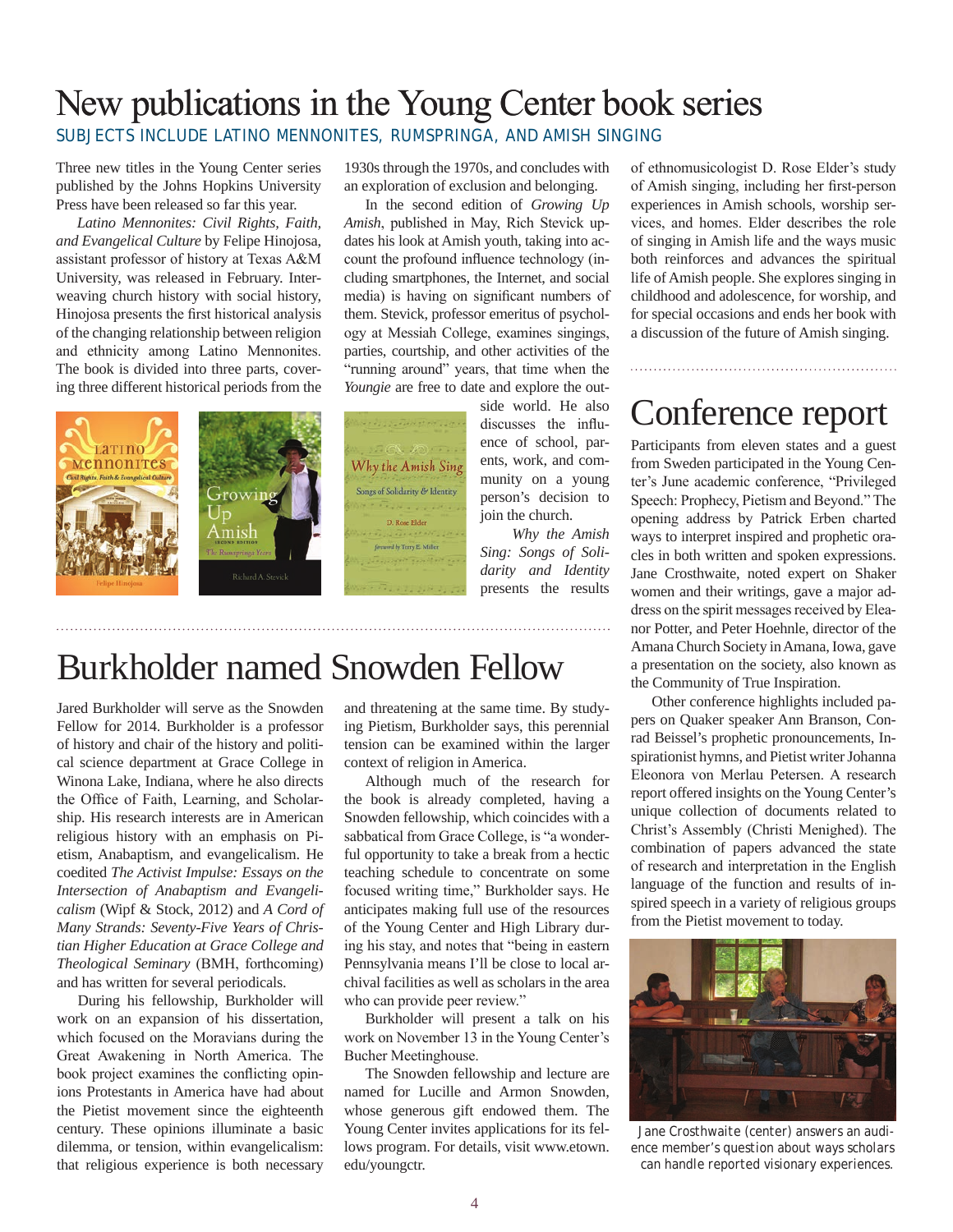# New publications in the Young Center book series

## SUBJECTS INCLUDE LATINO MENNONITES, RUMSPRINGA, AND AMISH SINGING

Three new titles in the Young Center series published by the Johns Hopkins University Press have been released so far this year.

*Latino Mennonites: Civil Rights, Faith, and Evangelical Culture* by Felipe Hinojosa, assistant professor of history at Texas A&M University, was released in February. Interweaving church history with social history, Hinojosa presents the first historical analysis of the changing relationship between religion and ethnicity among Latino Mennonites. The book is divided into three parts, covering three different historical periods from the 1930s through the 1970s, and concludes with an exploration of exclusion and belonging.

In the second edition of *Growing Up Amish*, published in May, Rich Stevick updates his look at Amish youth, taking into account the profound influence technology (including smartphones, the Internet, and social media) is having on significant numbers of them. Stevick, professor emeritus of psychology at Messiah College, examines singings, parties, courtship, and other activities of the "running around" years, that time when the *Youngie* are free to date and explore the outside world. He also discusses the influence of school, parents, work, and community on a young person's decision to join the church.

*Why the Amish Sing: Songs of Solidarity and Identity* presents the results of ethnomusicologist D. Rose Elder's study of Amish singing, including her first-person experiences in Amish schools, worship services, and homes. Elder describes the role of singing in Amish life and the ways music both reinforces and advances the spiritual life of Amish people. She explores singing in childhood and adolescence, for worship, and for special occasions and ends her book with a discussion of the future of Amish singing.

# Burkholder named Snowden Fellow

Jared Burkholder will serve as the Snowden Fellow for 2014. Burkholder is a professor of history and chair of the history and political science department at Grace College in Winona Lake, Indiana, where he also directs the Office of Faith, Learning, and Scholarship. His research interests are in American religious history with an emphasis on Pietism, Anabaptism, and evangelicalism. He coedited *The Activist Impulse: Essays on the Intersection of Anabaptism and Evangelicalism* (Wipf & Stock, 2012) and *A Cord of Many Strands: Seventy-Five Years of Christian Higher Education at Grace College and Theological Seminary* (BMH, forthcoming) and has written for several periodicals.

During his fellowship, Burkholder will work on an expansion of his dissertation, which focused on the Moravians during the Great Awakening in North America. The book project examines the conflicting opinions Protestants in America have had about the Pietist movement since the eighteenth century. These opinions illuminate a basic dilemma, or tension, within evangelicalism: that religious experience is both necessary and threatening at the same time. By studying Pietism, Burkholder says, this perennial tension can be examined within the larger context of religion in America.

Although much of the research for the book is already completed, having a Snowden fellowship, which coincides with a sabbatical from Grace College, is "a wonderful opportunity to take a break from a hectic teaching schedule to concentrate on some focused writing time," Burkholder says. He anticipates making full use of the resources of the Young Center and High Library during his stay, and notes that "being in eastern Pennsylvania means I'll be close to local archival facilities as well as scholars in the area who can provide peer review."

Burkholder will present a talk on his work on November 13 in the Young Center's Bucher Meetinghouse.

The Snowden fellowship and lecture are named for Lucille and Armon Snowden, whose generous gift endowed them. The Young Center invites applications for its fellows program. For details, visit www.etown.edu/youngctr.

# Conference report

Participants from eleven states and a guest from Sweden participated in the Young Center's June academic conference, "Privileged Speech: Prophecy, Pietism and Beyond." The opening address by Patrick Erben charted ways to interpret inspired and prophetic oracles in both written and spoken expressions. Jane Crosthwaite, noted expert on Shaker women and their writings, gave a major address on the spirit messages received by Eleanor Potter, and Peter Hoehnle, director of the Amana Church Society in Amana, Iowa, gave a presentation on the society, also known as the Community of True Inspiration.

Other conference highlights included papers on Quaker speaker Ann Branson, Conrad Beissel's prophetic pronouncements, Inspirationist hymns, and Pietist writer Johanna Eleonora von Merlau Petersen. A research report offered insights on the Young Center's unique collection of documents related to Christ's Assembly (Christi Menighed). The combination of papers advanced the state of research and interpretation in the English language of the function and results of inspired speech in a variety of religious groups from the Pietist movement to today.

Jane Crosthwaite (center) answers an audience member's question about ways scholars can handle reported visionary experiences.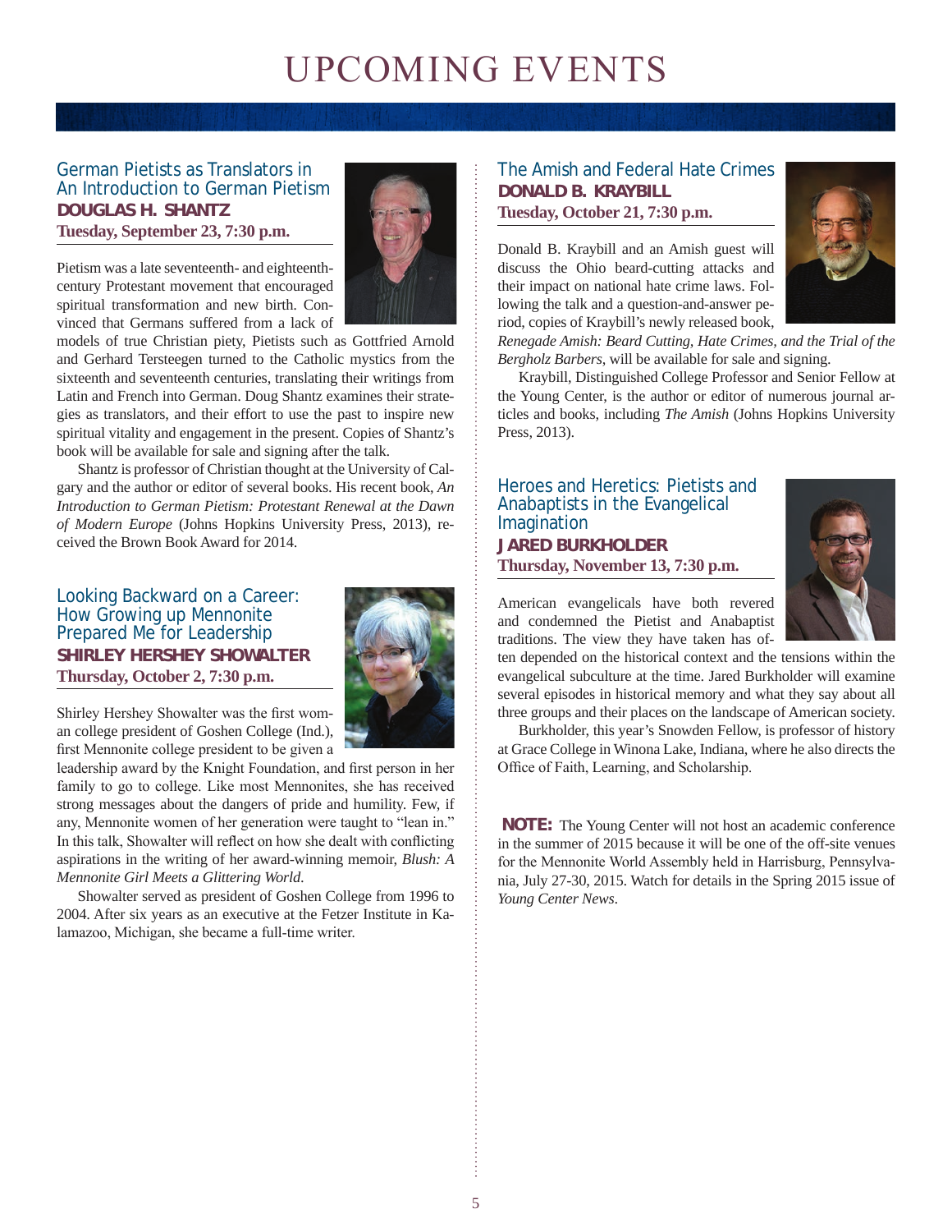# UPCOMING EVENTS

## German Pietists as Translators in An Introduction to German Pietism

**DOUGLAS H. SHANTZ**

**Tuesday, September 23, 7:30 p.m.**

Pietism was a late seventeenth- and eighteenth-century Protestant movement that encouraged spiritual transformation and new birth. Convinced that Germans suffered from a lack of models of true Christian piety, Pietists such as Gottfried Arnold and Gerhard Tersteegen turned to the Catholic mystics from the sixteenth and seventeenth centuries, translating their writings from Latin and French into German. Doug Shantz examines their strategies as translators, and their effort to use the past to inspire new spiritual vitality and engagement in the present. Copies of Shantz's book will be available for sale and signing after the talk.

Shantz is professor of Christian thought at the University of Calgary and the author or editor of several books. His recent book, *An Introduction to German Pietism: Protestant Renewal at the Dawn of Modern Europe* (Johns Hopkins University Press, 2013), received the Brown Book Award for 2014.

## Looking Backward on a Career: How Growing up Mennonite Prepared Me for Leadership

**SHIRLEY HERSHEY SHOWALTER**

**Thursday, October 2, 7:30 p.m.**

Shirley Hershey Showalter was the first woman college president of Goshen College (Ind.), first Mennonite college president to be given a leadership award by the Knight Foundation, and first person in her family to go to college. Like most Mennonites, she has received strong messages about the dangers of pride and humility. Few, if any, Mennonite women of her generation were taught to "lean in." In this talk, Showalter will reflect on how she dealt with conflicting aspirations in the writing of her award-winning memoir, *Blush: A Mennonite Girl Meets a Glittering World*.

Showalter served as president of Goshen College from 1996 to 2004. After six years as an executive at the Fetzer Institute in Kalamazoo, Michigan, she became a full-time writer.

## The Amish and Federal Hate Crimes

**DONALD B. KRAYBILL**

**Tuesday, October 21, 7:30 p.m.**

Donald B. Kraybill and an Amish guest will discuss the Ohio beard-cutting attacks and their impact on national hate crime laws. Following the talk and a question-and-answer period, copies of Kraybill's newly released book, *Renegade Amish: Beard Cutting, Hate Crimes, and the Trial of the Bergholz Barbers*, will be available for sale and signing.

Kraybill, Distinguished College Professor and Senior Fellow at the Young Center, is the author or editor of numerous journal articles and books, including *The Amish* (Johns Hopkins University Press, 2013).

## Heroes and Heretics: Pietists and Anabaptists in the Evangelical Imagination

**JARED BURKHOLDER**

**Thursday, November 13, 7:30 p.m.**

American evangelicals have both revered and condemned the Pietist and Anabaptist traditions. The view they have taken has often depended on the historical context and the tensions within the evangelical subculture at the time. Jared Burkholder will examine several episodes in historical memory and what they say about all three groups and their places on the landscape of American society.

Burkholder, this year's Snowden Fellow, is professor of history at Grace College in Winona Lake, Indiana, where he also directs the Office of Faith, Learning, and Scholarship.

**NOTE:** The Young Center will not host an academic conference in the summer of 2015 because it will be one of the off-site venues for the Mennonite World Assembly held in Harrisburg, Pennsylvania, July 27-30, 2015. Watch for details in the Spring 2015 issue of *Young Center News*.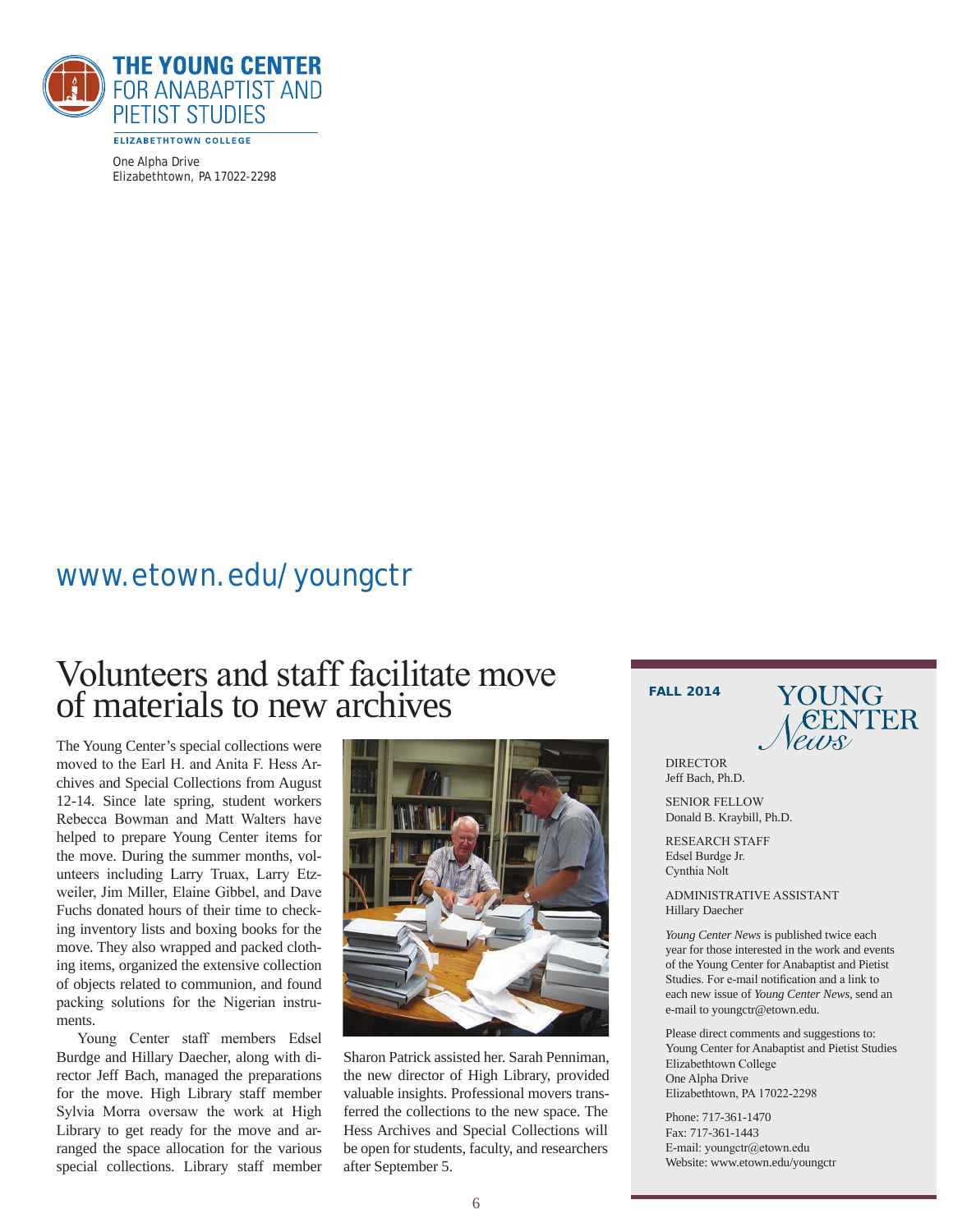THE YOUNG CENTER FOR ANABAPTIST AND PIETIST STUDIES

ELIZABETHTOWN COLLEGE

One Alpha Drive
Elizabethtown, PA 17022-2298

www.etown.edu/youngctr

# Volunteers and staff facilitate move of materials to new archives

The Young Center's special collections were moved to the Earl H. and Anita F. Hess Archives and Special Collections from August 12-14. Since late spring, student workers Rebecca Bowman and Matt Walters have helped to prepare Young Center items for the move. During the summer months, volunteers including Larry Truax, Larry Etzweiler, Jim Miller, Elaine Gibbel, and Dave Fuchs donated hours of their time to checking inventory lists and boxing books for the move. They also wrapped and packed clothing items, organized the extensive collection of objects related to communion, and found packing solutions for the Nigerian instruments.

Young Center staff members Edsel Burdge and Hillary Daecher, along with director Jeff Bach, managed the preparations for the move. High Library staff member Sylvia Morra oversaw the work at High Library to get ready for the move and arranged the space allocation for the various special collections. Library staff member Sharon Patrick assisted her. Sarah Penniman, the new director of High Library, provided valuable insights. Professional movers transferred the collections to the new space. The Hess Archives and Special Collections will be open for students, faculty, and researchers after September 5.

---

**FALL 2014**

YOUNG CENTER News

DIRECTOR
Jeff Bach, Ph.D.

SENIOR FELLOW
Donald B. Kraybill, Ph.D.

RESEARCH STAFF
Edsel Burdge Jr.
Cynthia Nolt

ADMINISTRATIVE ASSISTANT
Hillary Daecher

*Young Center News* is published twice each year for those interested in the work and events of the Young Center for Anabaptist and Pietist Studies. For e-mail notification and a link to each new issue of *Young Center News*, send an e-mail to youngctr@etown.edu.

Please direct comments and suggestions to:
Young Center for Anabaptist and Pietist Studies
Elizabethtown College
One Alpha Drive
Elizabethtown, PA 17022-2298

Phone: 717-361-1470
Fax: 717-361-1443
E-mail: youngctr@etown.edu
Website: www.etown.edu/youngctr